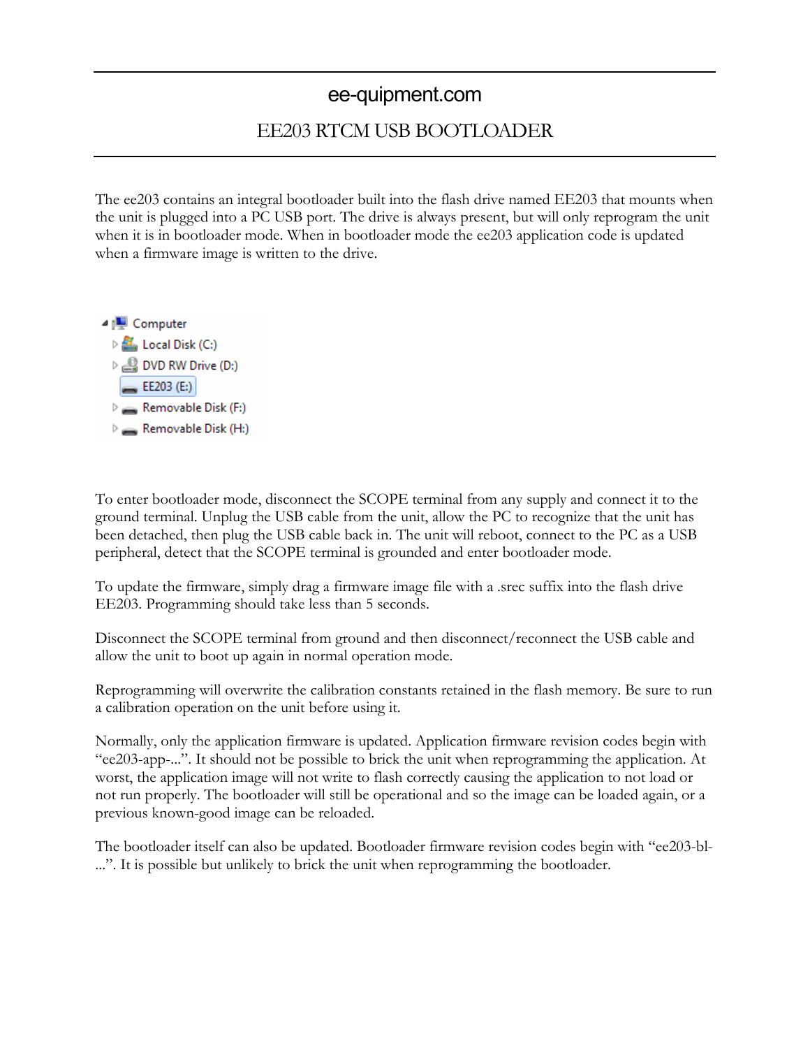# ee-quipment.com

## EE203 RTCM USB BOOTLOADER

The ee203 contains an integral bootloader built into the flash drive named EE203 that mounts when the unit is plugged into a PC USB port. The drive is always present, but will only reprogram the unit when it is in bootloader mode. When in bootloader mode the ee203 application code is updated when a firmware image is written to the drive.

To enter bootloader mode, disconnect the SCOPE terminal from any supply and connect it to the ground terminal. Unplug the USB cable from the unit, allow the PC to recognize that the unit has been detached, then plug the USB cable back in. The unit will reboot, connect to the PC as a USB peripheral, detect that the SCOPE terminal is grounded and enter bootloader mode.

To update the firmware, simply drag a firmware image file with a .srec suffix into the flash drive EE203. Programming should take less than 5 seconds.

Disconnect the SCOPE terminal from ground and then disconnect/reconnect the USB cable and allow the unit to boot up again in normal operation mode.

Reprogramming will overwrite the calibration constants retained in the flash memory. Be sure to run a calibration operation on the unit before using it.

Normally, only the application firmware is updated. Application firmware revision codes begin with "ee203-app-...". It should not be possible to brick the unit when reprogramming the application. At worst, the application image will not write to flash correctly causing the application to not load or not run properly. The bootloader will still be operational and so the image can be loaded again, or a previous known-good image can be reloaded.

The bootloader itself can also be updated. Bootloader firmware revision codes begin with "ee203-bl-...". It is possible but unlikely to brick the unit when reprogramming the bootloader.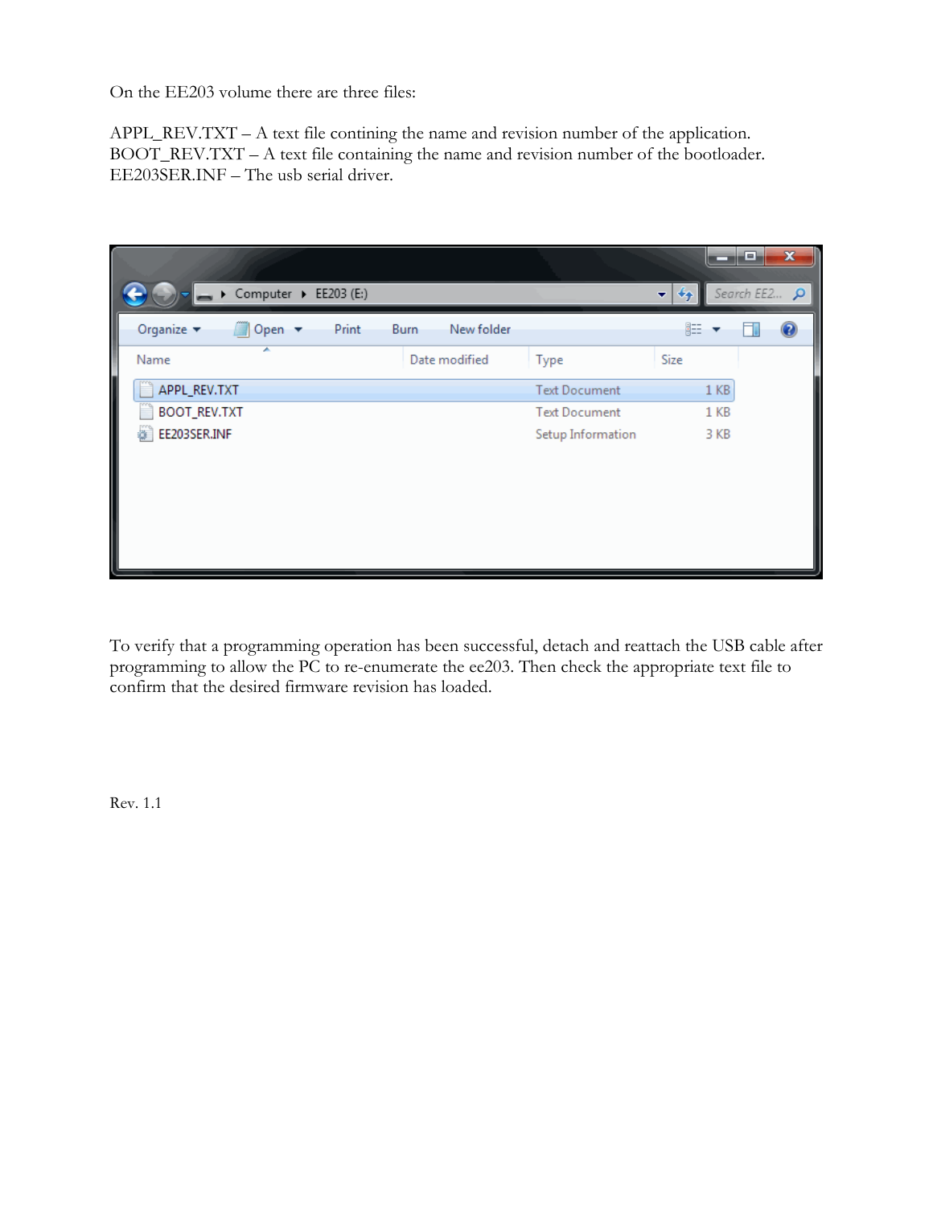On the EE203 volume there are three files:

APPL_REV.TXT – A text file contining the name and revision number of the application.
BOOT_REV.TXT – A text file containing the name and revision number of the bootloader.
EE203SER.INF – The usb serial driver.

To verify that a programming operation has been successful, detach and reattach the USB cable after programming to allow the PC to re-enumerate the ee203. Then check the appropriate text file to confirm that the desired firmware revision has loaded.

Rev. 1.1